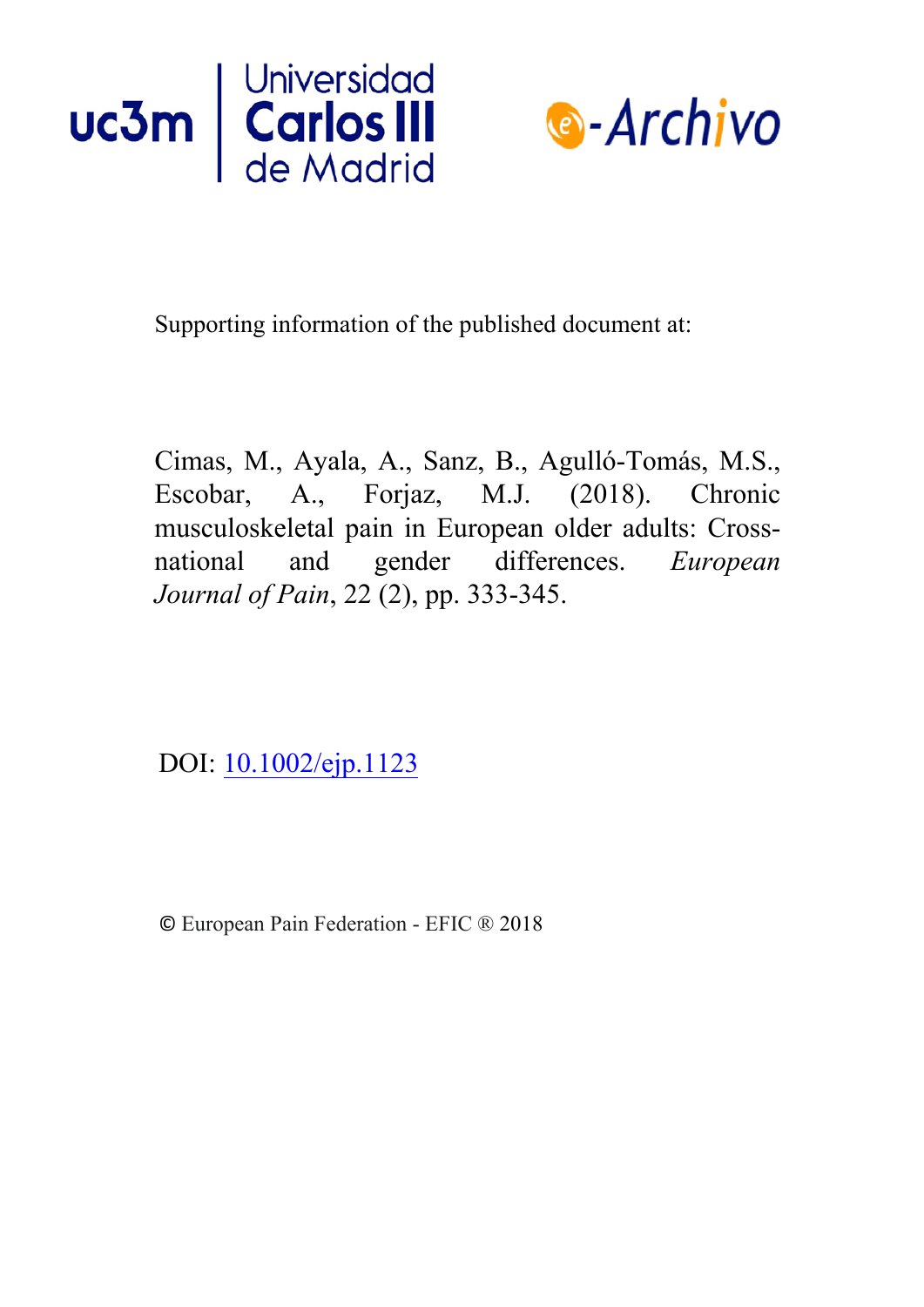Universidad Carlos III de Madrid

e-Archivo

Supporting information of the published document at:

Cimas, M., Ayala, A., Sanz, B., Agulló-Tomás, M.S., Escobar, A., Forjaz, M.J. (2018). Chronic musculoskeletal pain in European older adults: Cross-national and gender differences. *European Journal of Pain*, 22 (2), pp. 333-345.

DOI: [10.1002/ejp.1123](https://doi.org/10.1002/ejp.1123)

© European Pain Federation - EFIC ® 2018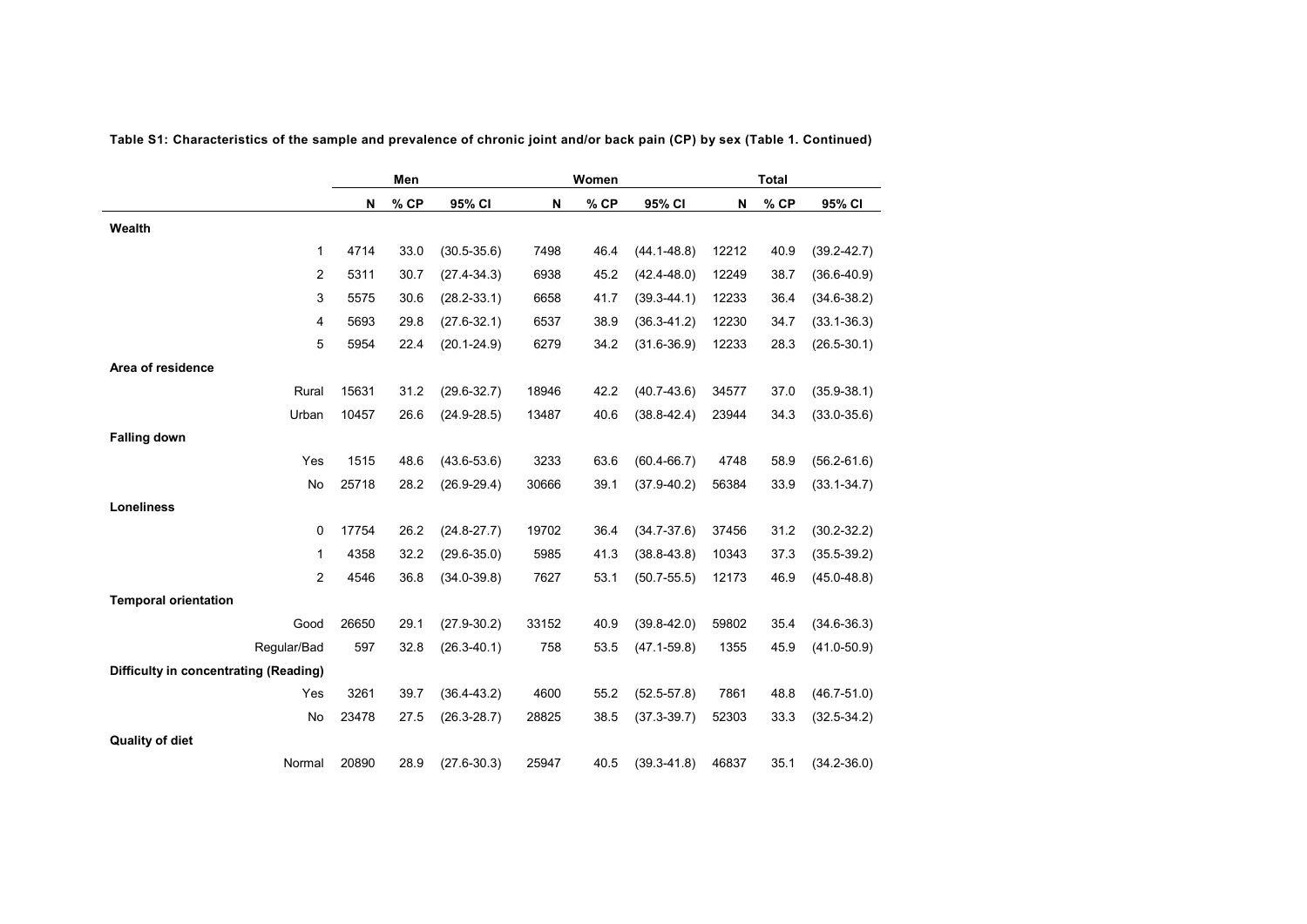**Table S1: Characteristics of the sample and prevalence of chronic joint and/or back pain (CP) by sex (Table 1. Continued)**

| | Men | | | Women | | | Total | | |
|---|---|---|---|---|---|---|---|---|---|
| | N | % CP | 95% CI | N | % CP | 95% CI | N | % CP | 95% CI |
| **Wealth** | | | | | | | | | |
| 1 | 4714 | 33.0 | (30.5-35.6) | 7498 | 46.4 | (44.1-48.8) | 12212 | 40.9 | (39.2-42.7) |
| 2 | 5311 | 30.7 | (27.4-34.3) | 6938 | 45.2 | (42.4-48.0) | 12249 | 38.7 | (36.6-40.9) |
| 3 | 5575 | 30.6 | (28.2-33.1) | 6658 | 41.7 | (39.3-44.1) | 12233 | 36.4 | (34.6-38.2) |
| 4 | 5693 | 29.8 | (27.6-32.1) | 6537 | 38.9 | (36.3-41.2) | 12230 | 34.7 | (33.1-36.3) |
| 5 | 5954 | 22.4 | (20.1-24.9) | 6279 | 34.2 | (31.6-36.9) | 12233 | 28.3 | (26.5-30.1) |
| **Area of residence** | | | | | | | | | |
| Rural | 15631 | 31.2 | (29.6-32.7) | 18946 | 42.2 | (40.7-43.6) | 34577 | 37.0 | (35.9-38.1) |
| Urban | 10457 | 26.6 | (24.9-28.5) | 13487 | 40.6 | (38.8-42.4) | 23944 | 34.3 | (33.0-35.6) |
| **Falling down** | | | | | | | | | |
| Yes | 1515 | 48.6 | (43.6-53.6) | 3233 | 63.6 | (60.4-66.7) | 4748 | 58.9 | (56.2-61.6) |
| No | 25718 | 28.2 | (26.9-29.4) | 30666 | 39.1 | (37.9-40.2) | 56384 | 33.9 | (33.1-34.7) |
| **Loneliness** | | | | | | | | | |
| 0 | 17754 | 26.2 | (24.8-27.7) | 19702 | 36.4 | (34.7-37.6) | 37456 | 31.2 | (30.2-32.2) |
| 1 | 4358 | 32.2 | (29.6-35.0) | 5985 | 41.3 | (38.8-43.8) | 10343 | 37.3 | (35.5-39.2) |
| 2 | 4546 | 36.8 | (34.0-39.8) | 7627 | 53.1 | (50.7-55.5) | 12173 | 46.9 | (45.0-48.8) |
| **Temporal orientation** | | | | | | | | | |
| Good | 26650 | 29.1 | (27.9-30.2) | 33152 | 40.9 | (39.8-42.0) | 59802 | 35.4 | (34.6-36.3) |
| Regular/Bad | 597 | 32.8 | (26.3-40.1) | 758 | 53.5 | (47.1-59.8) | 1355 | 45.9 | (41.0-50.9) |
| **Difficulty in concentrating (Reading)** | | | | | | | | | |
| Yes | 3261 | 39.7 | (36.4-43.2) | 4600 | 55.2 | (52.5-57.8) | 7861 | 48.8 | (46.7-51.0) |
| No | 23478 | 27.5 | (26.3-28.7) | 28825 | 38.5 | (37.3-39.7) | 52303 | 33.3 | (32.5-34.2) |
| **Quality of diet** | | | | | | | | | |
| Normal | 20890 | 28.9 | (27.6-30.3) | 25947 | 40.5 | (39.3-41.8) | 46837 | 35.1 | (34.2-36.0) |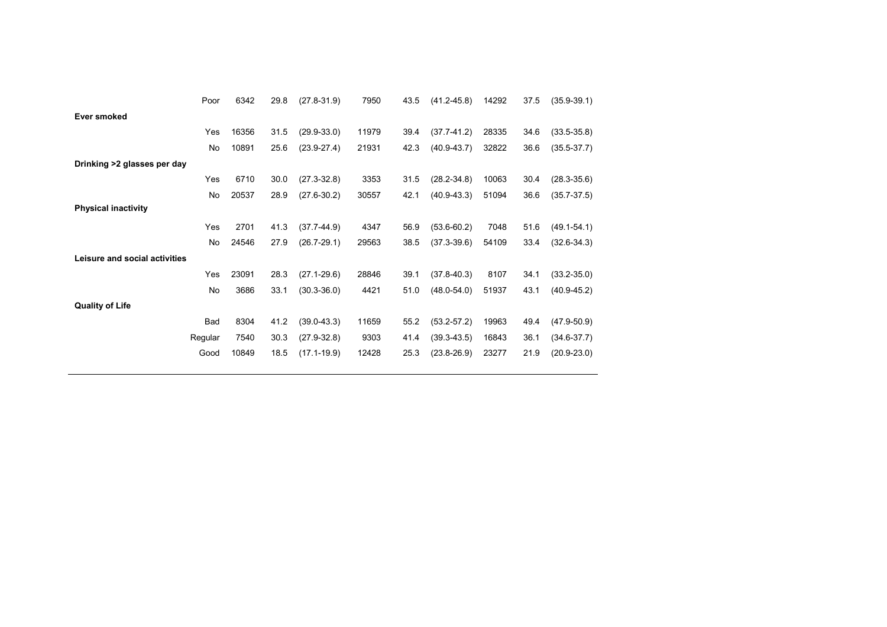| | | | | | | | | | |
|---|---|---|---|---|---|---|---|---|---|
| Poor | 6342 | 29.8 | (27.8-31.9) | 7950 | 43.5 | (41.2-45.8) | 14292 | 37.5 | (35.9-39.1) |
| **Ever smoked** | | | | | | | | | |
| Yes | 16356 | 31.5 | (29.9-33.0) | 11979 | 39.4 | (37.7-41.2) | 28335 | 34.6 | (33.5-35.8) |
| No | 10891 | 25.6 | (23.9-27.4) | 21931 | 42.3 | (40.9-43.7) | 32822 | 36.6 | (35.5-37.7) |
| **Drinking >2 glasses per day** | | | | | | | | | |
| Yes | 6710 | 30.0 | (27.3-32.8) | 3353 | 31.5 | (28.2-34.8) | 10063 | 30.4 | (28.3-35.6) |
| No | 20537 | 28.9 | (27.6-30.2) | 30557 | 42.1 | (40.9-43.3) | 51094 | 36.6 | (35.7-37.5) |
| **Physical inactivity** | | | | | | | | | |
| Yes | 2701 | 41.3 | (37.7-44.9) | 4347 | 56.9 | (53.6-60.2) | 7048 | 51.6 | (49.1-54.1) |
| No | 24546 | 27.9 | (26.7-29.1) | 29563 | 38.5 | (37.3-39.6) | 54109 | 33.4 | (32.6-34.3) |
| **Leisure and social activities** | | | | | | | | | |
| Yes | 23091 | 28.3 | (27.1-29.6) | 28846 | 39.1 | (37.8-40.3) | 8107 | 34.1 | (33.2-35.0) |
| No | 3686 | 33.1 | (30.3-36.0) | 4421 | 51.0 | (48.0-54.0) | 51937 | 43.1 | (40.9-45.2) |
| **Quality of Life** | | | | | | | | | |
| Bad | 8304 | 41.2 | (39.0-43.3) | 11659 | 55.2 | (53.2-57.2) | 19963 | 49.4 | (47.9-50.9) |
| Regular | 7540 | 30.3 | (27.9-32.8) | 9303 | 41.4 | (39.3-43.5) | 16843 | 36.1 | (34.6-37.7) |
| Good | 10849 | 18.5 | (17.1-19.9) | 12428 | 25.3 | (23.8-26.9) | 23277 | 21.9 | (20.9-23.0) |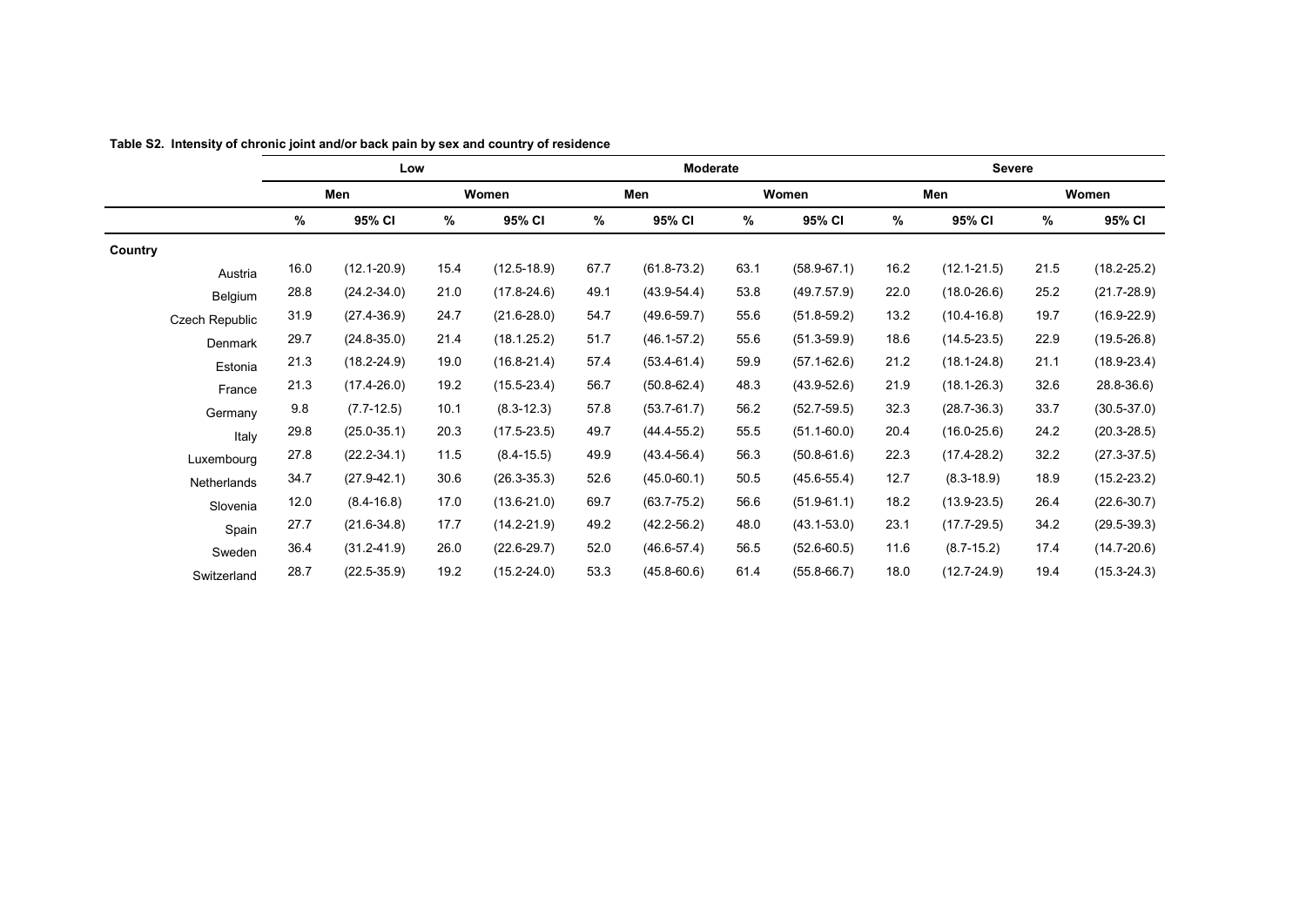**Table S2. Intensity of chronic joint and/or back pain by sex and country of residence**

| | Low | | | | Moderate | | | | Severe | | | |
|---|---|---|---|---|---|---|---|---|---|---|---|---|
| | Men | | Women | | Men | | Women | | Men | | Women | |
| | % | 95% CI | % | 95% CI | % | 95% CI | % | 95% CI | % | 95% CI | % | 95% CI |
| **Country** | | | | | | | | | | | | |
| Austria | 16.0 | (12.1-20.9) | 15.4 | (12.5-18.9) | 67.7 | (61.8-73.2) | 63.1 | (58.9-67.1) | 16.2 | (12.1-21.5) | 21.5 | (18.2-25.2) |
| Belgium | 28.8 | (24.2-34.0) | 21.0 | (17.8-24.6) | 49.1 | (43.9-54.4) | 53.8 | (49.7.57.9) | 22.0 | (18.0-26.6) | 25.2 | (21.7-28.9) |
| Czech Republic | 31.9 | (27.4-36.9) | 24.7 | (21.6-28.0) | 54.7 | (49.6-59.7) | 55.6 | (51.8-59.2) | 13.2 | (10.4-16.8) | 19.7 | (16.9-22.9) |
| Denmark | 29.7 | (24.8-35.0) | 21.4 | (18.1.25.2) | 51.7 | (46.1-57.2) | 55.6 | (51.3-59.9) | 18.6 | (14.5-23.5) | 22.9 | (19.5-26.8) |
| Estonia | 21.3 | (18.2-24.9) | 19.0 | (16.8-21.4) | 57.4 | (53.4-61.4) | 59.9 | (57.1-62.6) | 21.2 | (18.1-24.8) | 21.1 | (18.9-23.4) |
| France | 21.3 | (17.4-26.0) | 19.2 | (15.5-23.4) | 56.7 | (50.8-62.4) | 48.3 | (43.9-52.6) | 21.9 | (18.1-26.3) | 32.6 | 28.8-36.6) |
| Germany | 9.8 | (7.7-12.5) | 10.1 | (8.3-12.3) | 57.8 | (53.7-61.7) | 56.2 | (52.7-59.5) | 32.3 | (28.7-36.3) | 33.7 | (30.5-37.0) |
| Italy | 29.8 | (25.0-35.1) | 20.3 | (17.5-23.5) | 49.7 | (44.4-55.2) | 55.5 | (51.1-60.0) | 20.4 | (16.0-25.6) | 24.2 | (20.3-28.5) |
| Luxembourg | 27.8 | (22.2-34.1) | 11.5 | (8.4-15.5) | 49.9 | (43.4-56.4) | 56.3 | (50.8-61.6) | 22.3 | (17.4-28.2) | 32.2 | (27.3-37.5) |
| Netherlands | 34.7 | (27.9-42.1) | 30.6 | (26.3-35.3) | 52.6 | (45.0-60.1) | 50.5 | (45.6-55.4) | 12.7 | (8.3-18.9) | 18.9 | (15.2-23.2) |
| Slovenia | 12.0 | (8.4-16.8) | 17.0 | (13.6-21.0) | 69.7 | (63.7-75.2) | 56.6 | (51.9-61.1) | 18.2 | (13.9-23.5) | 26.4 | (22.6-30.7) |
| Spain | 27.7 | (21.6-34.8) | 17.7 | (14.2-21.9) | 49.2 | (42.2-56.2) | 48.0 | (43.1-53.0) | 23.1 | (17.7-29.5) | 34.2 | (29.5-39.3) |
| Sweden | 36.4 | (31.2-41.9) | 26.0 | (22.6-29.7) | 52.0 | (46.6-57.4) | 56.5 | (52.6-60.5) | 11.6 | (8.7-15.2) | 17.4 | (14.7-20.6) |
| Switzerland | 28.7 | (22.5-35.9) | 19.2 | (15.2-24.0) | 53.3 | (45.8-60.6) | 61.4 | (55.8-66.7) | 18.0 | (12.7-24.9) | 19.4 | (15.3-24.3) |